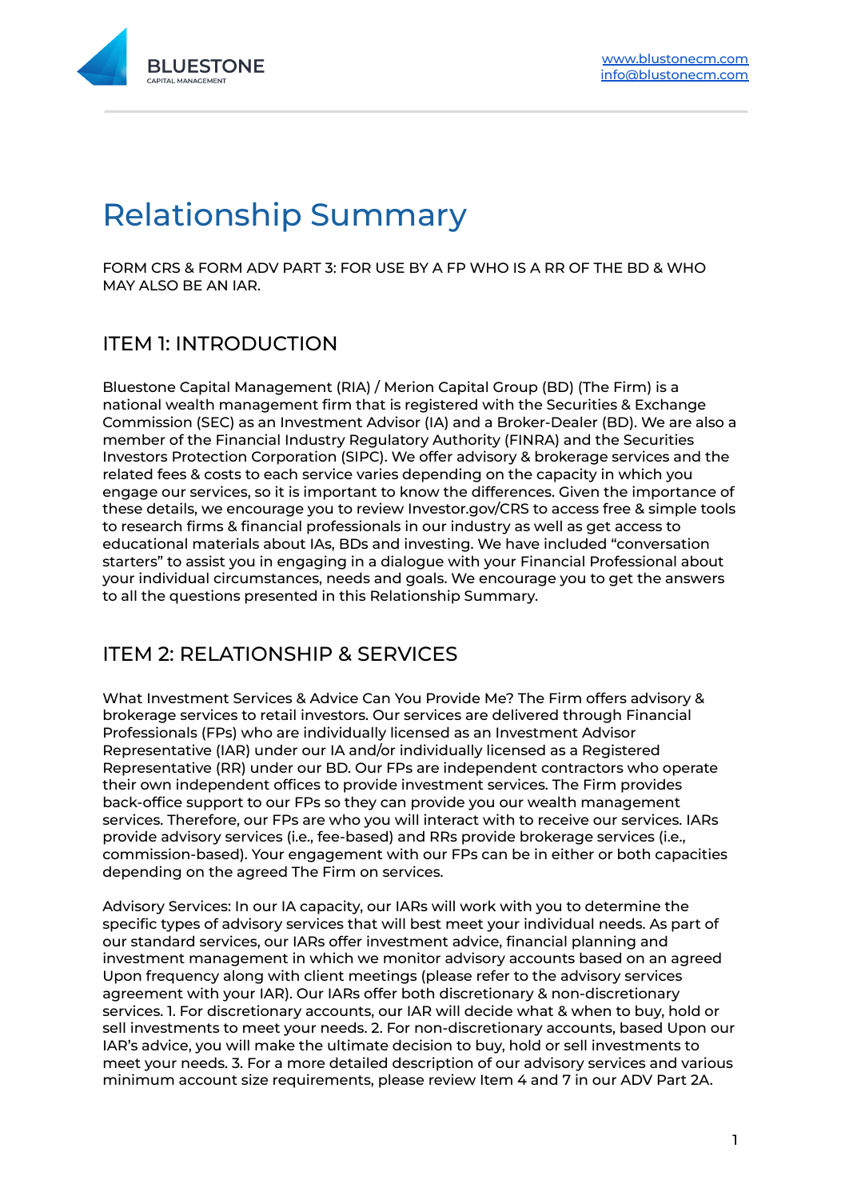BLUESTONE
CAPITAL MANAGEMENT

[www.blustonecm.com](http://www.blustonecm.com)
[info@blustonecm.com](mailto:info@blustonecm.com)

# Relationship Summary

FORM CRS & FORM ADV PART 3: FOR USE BY A FP WHO IS A RR OF THE BD & WHO MAY ALSO BE AN IAR.

## ITEM 1: INTRODUCTION

Bluestone Capital Management (RIA) / Merion Capital Group (BD) (The Firm) is a national wealth management firm that is registered with the Securities & Exchange Commission (SEC) as an Investment Advisor (IA) and a Broker-Dealer (BD). We are also a member of the Financial Industry Regulatory Authority (FINRA) and the Securities Investors Protection Corporation (SIPC). We offer advisory & brokerage services and the related fees & costs to each service varies depending on the capacity in which you engage our services, so it is important to know the differences. Given the importance of these details, we encourage you to review Investor.gov/CRS to access free & simple tools to research firms & financial professionals in our industry as well as get access to educational materials about IAs, BDs and investing. We have included "conversation starters" to assist you in engaging in a dialogue with your Financial Professional about your individual circumstances, needs and goals. We encourage you to get the answers to all the questions presented in this Relationship Summary.

## ITEM 2: RELATIONSHIP & SERVICES

What Investment Services & Advice Can You Provide Me? The Firm offers advisory & brokerage services to retail investors. Our services are delivered through Financial Professionals (FPs) who are individually licensed as an Investment Advisor Representative (IAR) under our IA and/or individually licensed as a Registered Representative (RR) under our BD. Our FPs are independent contractors who operate their own independent offices to provide investment services. The Firm provides back-office support to our FPs so they can provide you our wealth management services. Therefore, our FPs are who you will interact with to receive our services. IARs provide advisory services (i.e., fee-based) and RRs provide brokerage services (i.e., commission-based). Your engagement with our FPs can be in either or both capacities depending on the agreed The Firm on services.

Advisory Services: In our IA capacity, our IARs will work with you to determine the specific types of advisory services that will best meet your individual needs. As part of our standard services, our IARs offer investment advice, financial planning and investment management in which we monitor advisory accounts based on an agreed Upon frequency along with client meetings (please refer to the advisory services agreement with your IAR). Our IARs offer both discretionary & non-discretionary services. 1. For discretionary accounts, our IAR will decide what & when to buy, hold or sell investments to meet your needs. 2. For non-discretionary accounts, based Upon our IAR's advice, you will make the ultimate decision to buy, hold or sell investments to meet your needs. 3. For a more detailed description of our advisory services and various minimum account size requirements, please review Item 4 and 7 in our ADV Part 2A.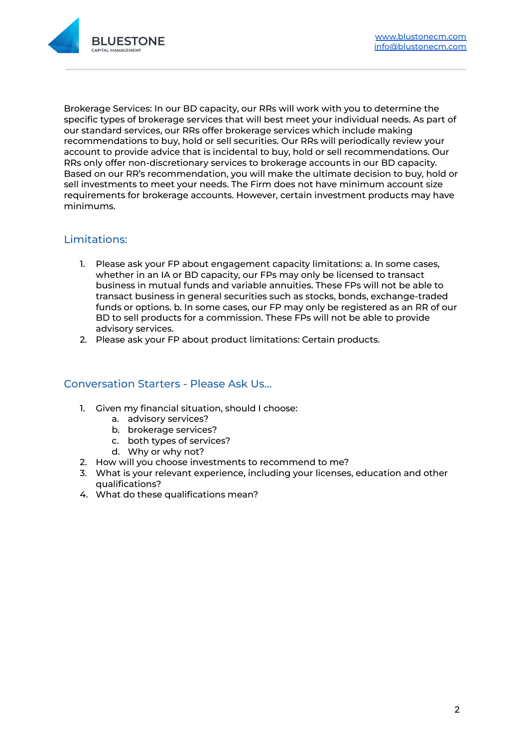Brokerage Services: In our BD capacity, our RRs will work with you to determine the specific types of brokerage services that will best meet your individual needs. As part of our standard services, our RRs offer brokerage services which include making recommendations to buy, hold or sell securities. Our RRs will periodically review your account to provide advice that is incidental to buy, hold or sell recommendations. Our RRs only offer non-discretionary services to brokerage accounts in our BD capacity. Based on our RR's recommendation, you will make the ultimate decision to buy, hold or sell investments to meet your needs. The Firm does not have minimum account size requirements for brokerage accounts. However, certain investment products may have minimums.

## Limitations:

1. Please ask your FP about engagement capacity limitations: a. In some cases, whether in an IA or BD capacity, our FPs may only be licensed to transact business in mutual funds and variable annuities. These FPs will not be able to transact business in general securities such as stocks, bonds, exchange-traded funds or options. b. In some cases, our FP may only be registered as an RR of our BD to sell products for a commission. These FPs will not be able to provide advisory services.
2. Please ask your FP about product limitations: Certain products.

## Conversation Starters - Please Ask Us...

1. Given my financial situation, should I choose:
   a. advisory services?
   b. brokerage services?
   c. both types of services?
   d. Why or why not?
2. How will you choose investments to recommend to me?
3. What is your relevant experience, including your licenses, education and other qualifications?
4. What do these qualifications mean?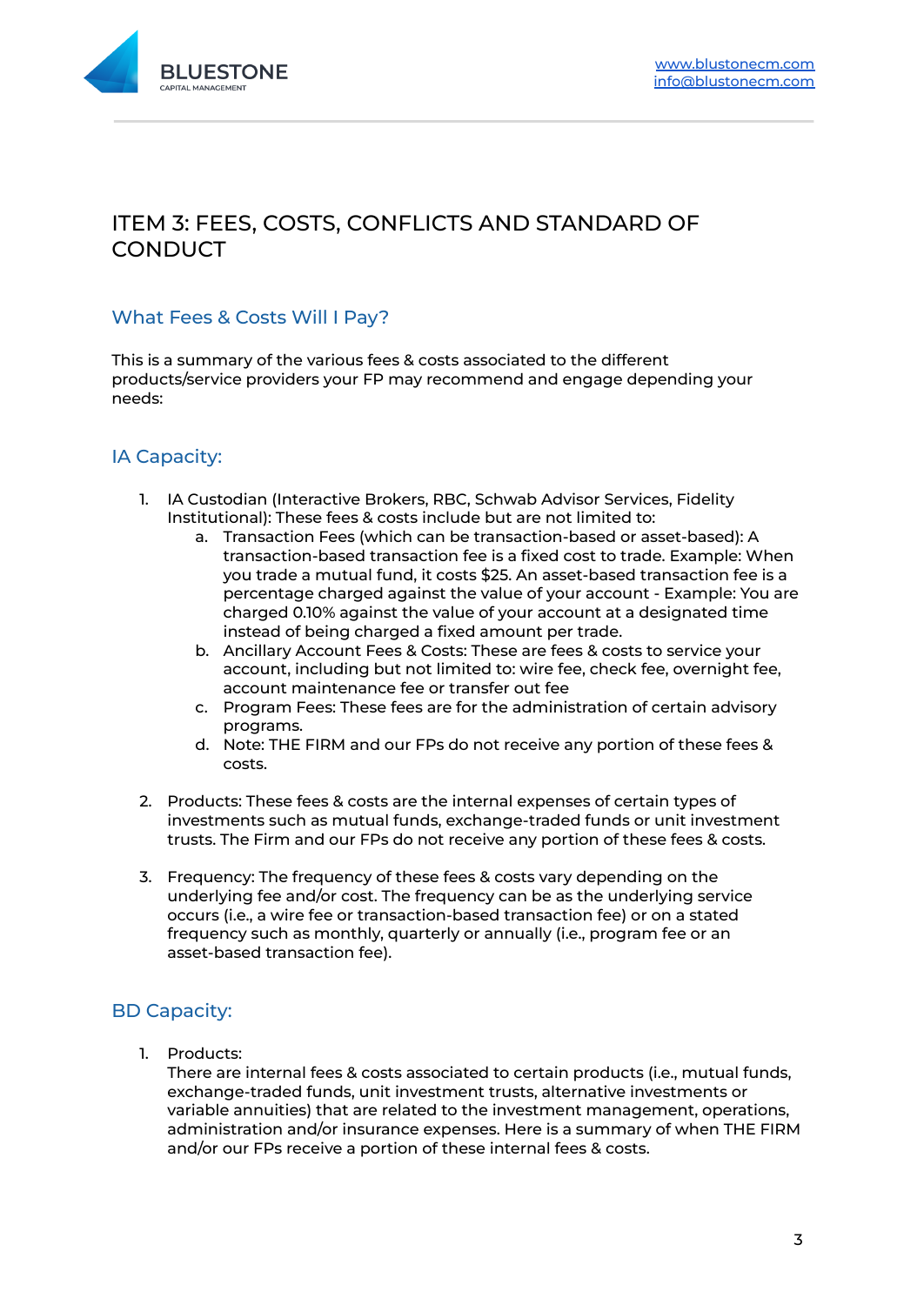# ITEM 3: FEES, COSTS, CONFLICTS AND STANDARD OF CONDUCT

## What Fees & Costs Will I Pay?

This is a summary of the various fees & costs associated to the different products/service providers your FP may recommend and engage depending your needs:

## IA Capacity:

1. IA Custodian (Interactive Brokers, RBC, Schwab Advisor Services, Fidelity Institutional): These fees & costs include but are not limited to:
    a. Transaction Fees (which can be transaction-based or asset-based): A transaction-based transaction fee is a fixed cost to trade. Example: When you trade a mutual fund, it costs $25. An asset-based transaction fee is a percentage charged against the value of your account - Example: You are charged 0.10% against the value of your account at a designated time instead of being charged a fixed amount per trade.
    b. Ancillary Account Fees & Costs: These are fees & costs to service your account, including but not limited to: wire fee, check fee, overnight fee, account maintenance fee or transfer out fee
    c. Program Fees: These fees are for the administration of certain advisory programs.
    d. Note: THE FIRM and our FPs do not receive any portion of these fees & costs.

2. Products: These fees & costs are the internal expenses of certain types of investments such as mutual funds, exchange-traded funds or unit investment trusts. The Firm and our FPs do not receive any portion of these fees & costs.

3. Frequency: The frequency of these fees & costs vary depending on the underlying fee and/or cost. The frequency can be as the underlying service occurs (i.e., a wire fee or transaction-based transaction fee) or on a stated frequency such as monthly, quarterly or annually (i.e., program fee or an asset-based transaction fee).

## BD Capacity:

1. Products:
   There are internal fees & costs associated to certain products (i.e., mutual funds, exchange-traded funds, unit investment trusts, alternative investments or variable annuities) that are related to the investment management, operations, administration and/or insurance expenses. Here is a summary of when THE FIRM and/or our FPs receive a portion of these internal fees & costs.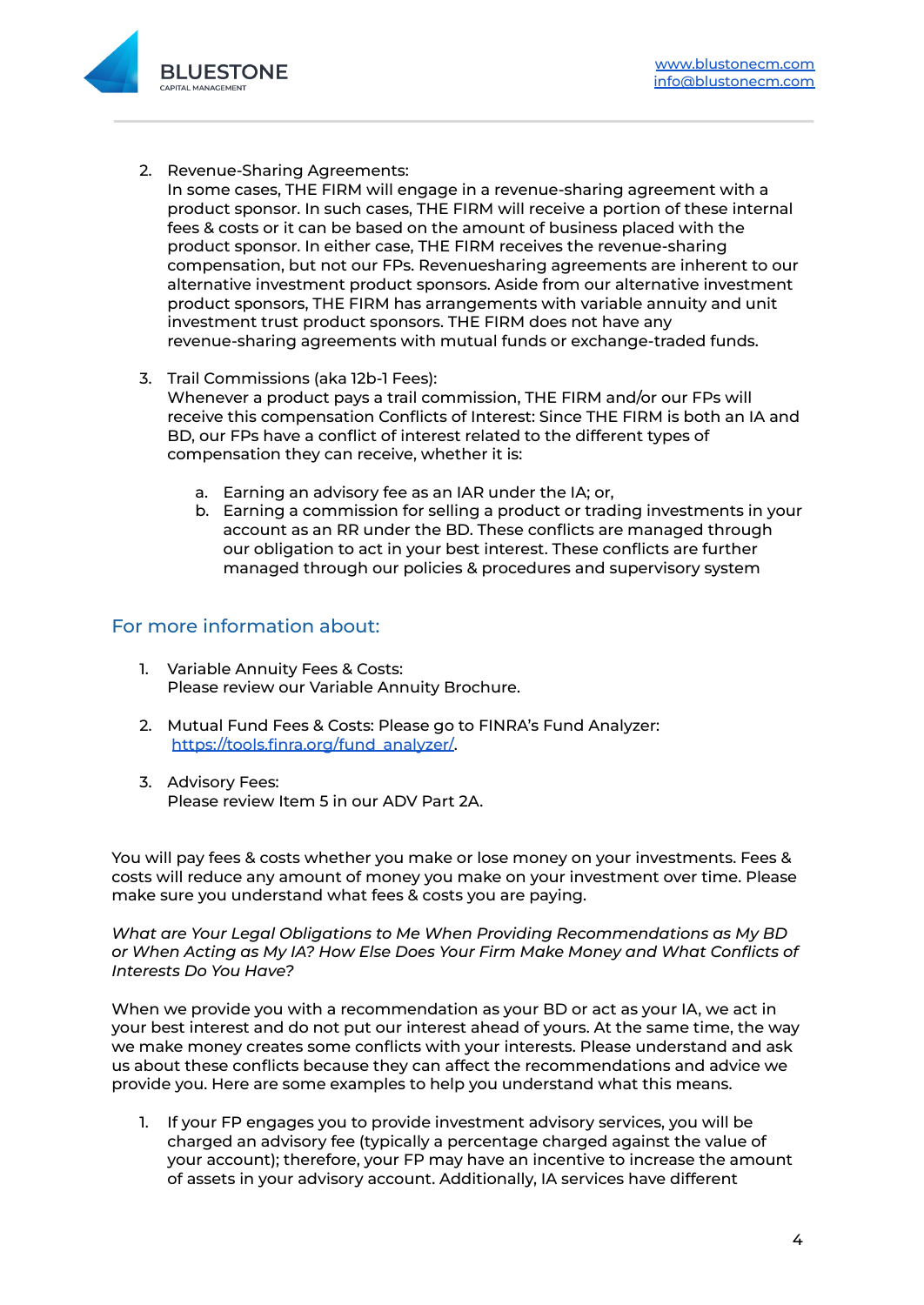2. Revenue-Sharing Agreements:
   In some cases, THE FIRM will engage in a revenue-sharing agreement with a product sponsor. In such cases, THE FIRM will receive a portion of these internal fees & costs or it can be based on the amount of business placed with the product sponsor. In either case, THE FIRM receives the revenue-sharing compensation, but not our FPs. Revenuesharing agreements are inherent to our alternative investment product sponsors. Aside from our alternative investment product sponsors, THE FIRM has arrangements with variable annuity and unit investment trust product sponsors. THE FIRM does not have any revenue-sharing agreements with mutual funds or exchange-traded funds.

3. Trail Commissions (aka 12b-1 Fees):
   Whenever a product pays a trail commission, THE FIRM and/or our FPs will receive this compensation Conflicts of Interest: Since THE FIRM is both an IA and BD, our FPs have a conflict of interest related to the different types of compensation they can receive, whether it is:

   a. Earning an advisory fee as an IAR under the IA; or,
   b. Earning a commission for selling a product or trading investments in your account as an RR under the BD. These conflicts are managed through our obligation to act in your best interest. These conflicts are further managed through our policies & procedures and supervisory system

## For more information about:

1. Variable Annuity Fees & Costs:
   Please review our Variable Annuity Brochure.

2. Mutual Fund Fees & Costs: Please go to FINRA's Fund Analyzer: https://tools.finra.org/fund_analyzer/.

3. Advisory Fees:
   Please review Item 5 in our ADV Part 2A.

You will pay fees & costs whether you make or lose money on your investments. Fees & costs will reduce any amount of money you make on your investment over time. Please make sure you understand what fees & costs you are paying.

*What are Your Legal Obligations to Me When Providing Recommendations as My BD or When Acting as My IA? How Else Does Your Firm Make Money and What Conflicts of Interests Do You Have?*

When we provide you with a recommendation as your BD or act as your IA, we act in your best interest and do not put our interest ahead of yours. At the same time, the way we make money creates some conflicts with your interests. Please understand and ask us about these conflicts because they can affect the recommendations and advice we provide you. Here are some examples to help you understand what this means.

1. If your FP engages you to provide investment advisory services, you will be charged an advisory fee (typically a percentage charged against the value of your account); therefore, your FP may have an incentive to increase the amount of assets in your advisory account. Additionally, IA services have different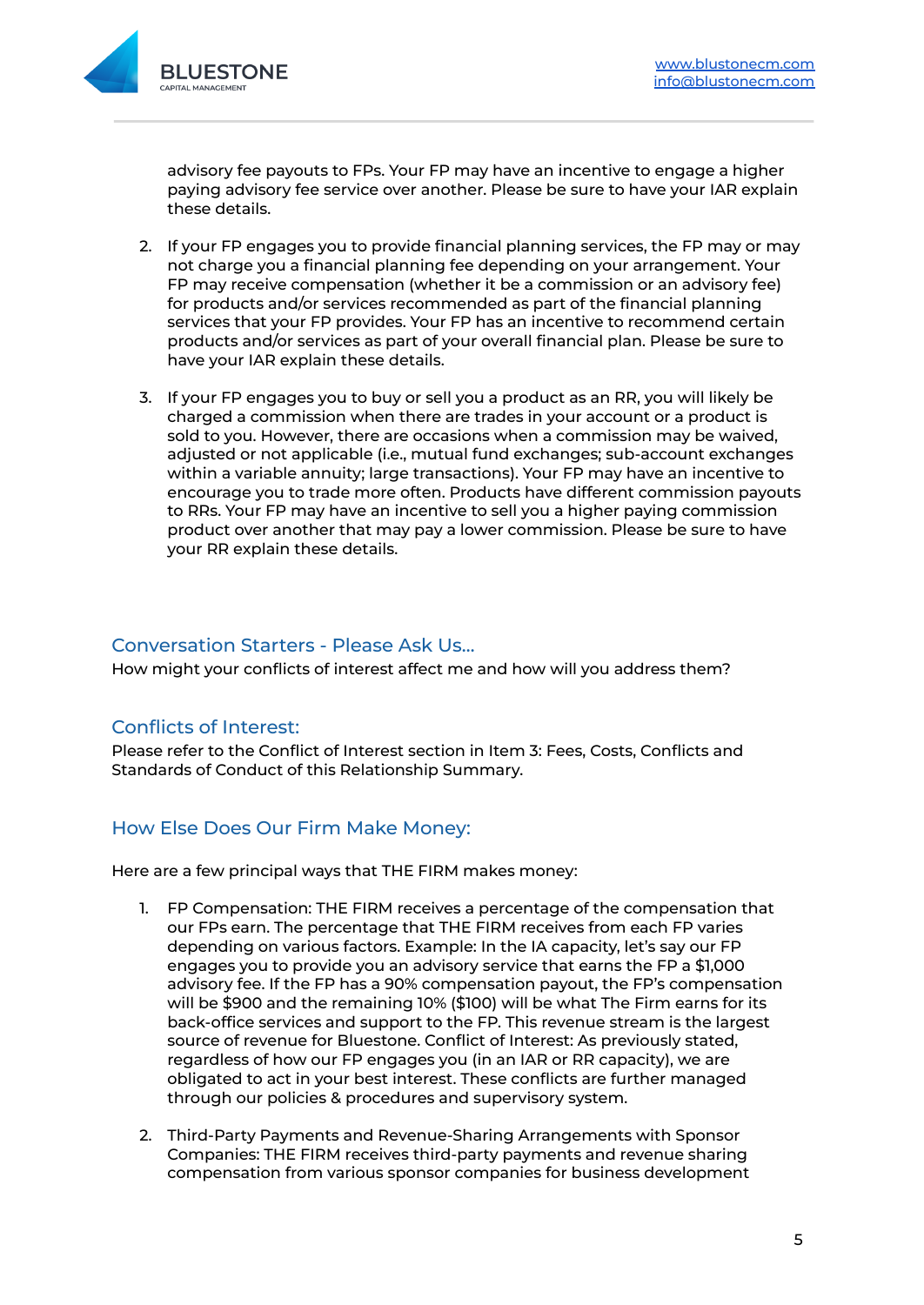advisory fee payouts to FPs. Your FP may have an incentive to engage a higher paying advisory fee service over another. Please be sure to have your IAR explain these details.

2. If your FP engages you to provide financial planning services, the FP may or may not charge you a financial planning fee depending on your arrangement. Your FP may receive compensation (whether it be a commission or an advisory fee) for products and/or services recommended as part of the financial planning services that your FP provides. Your FP has an incentive to recommend certain products and/or services as part of your overall financial plan. Please be sure to have your IAR explain these details.

3. If your FP engages you to buy or sell you a product as an RR, you will likely be charged a commission when there are trades in your account or a product is sold to you. However, there are occasions when a commission may be waived, adjusted or not applicable (i.e., mutual fund exchanges; sub-account exchanges within a variable annuity; large transactions). Your FP may have an incentive to encourage you to trade more often. Products have different commission payouts to RRs. Your FP may have an incentive to sell you a higher paying commission product over another that may pay a lower commission. Please be sure to have your RR explain these details.

## Conversation Starters - Please Ask Us...

How might your conflicts of interest affect me and how will you address them?

## Conflicts of Interest:

Please refer to the Conflict of Interest section in Item 3: Fees, Costs, Conflicts and Standards of Conduct of this Relationship Summary.

## How Else Does Our Firm Make Money:

Here are a few principal ways that THE FIRM makes money:

1. FP Compensation: THE FIRM receives a percentage of the compensation that our FPs earn. The percentage that THE FIRM receives from each FP varies depending on various factors. Example: In the IA capacity, let's say our FP engages you to provide you an advisory service that earns the FP a $1,000 advisory fee. If the FP has a 90% compensation payout, the FP's compensation will be $900 and the remaining 10% ($100) will be what The Firm earns for its back-office services and support to the FP. This revenue stream is the largest source of revenue for Bluestone. Conflict of Interest: As previously stated, regardless of how our FP engages you (in an IAR or RR capacity), we are obligated to act in your best interest. These conflicts are further managed through our policies & procedures and supervisory system.

2. Third-Party Payments and Revenue-Sharing Arrangements with Sponsor Companies: THE FIRM receives third-party payments and revenue sharing compensation from various sponsor companies for business development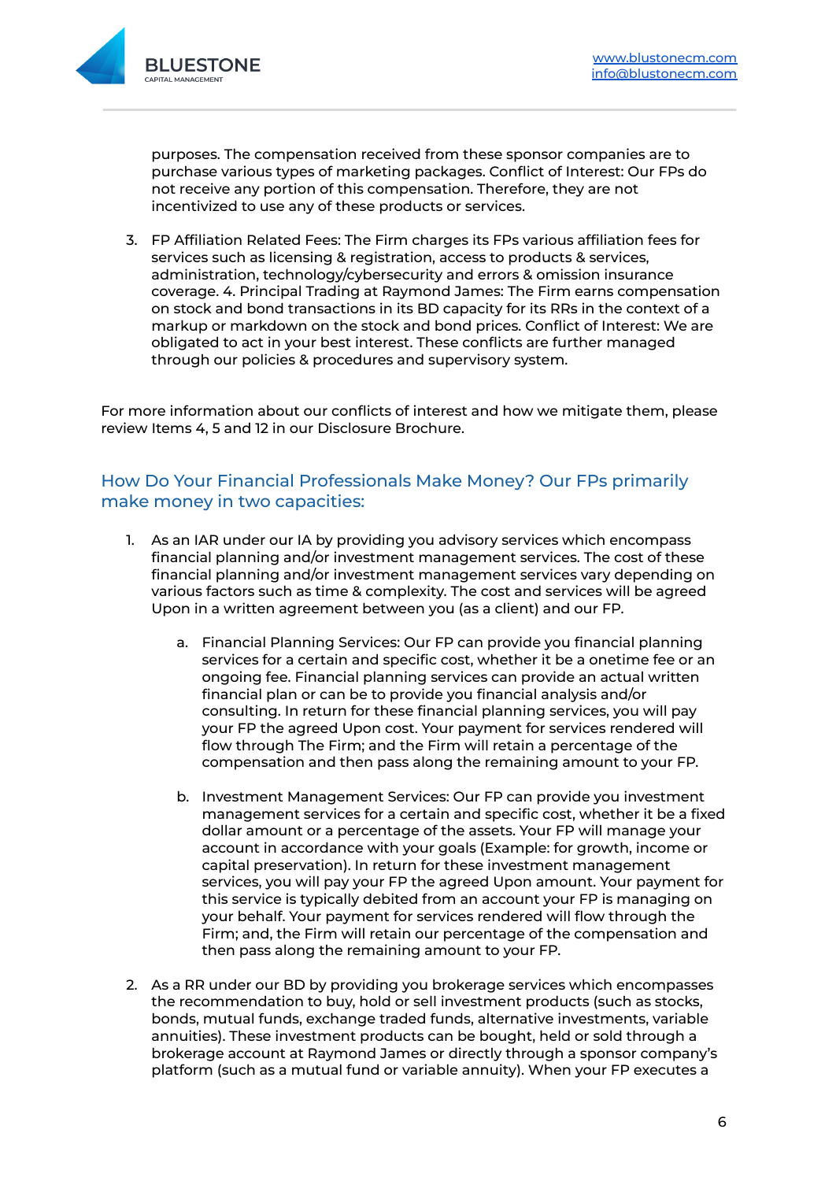purposes. The compensation received from these sponsor companies are to purchase various types of marketing packages. Conflict of Interest: Our FPs do not receive any portion of this compensation. Therefore, they are not incentivized to use any of these products or services.

3. FP Affiliation Related Fees: The Firm charges its FPs various affiliation fees for services such as licensing & registration, access to products & services, administration, technology/cybersecurity and errors & omission insurance coverage. 4. Principal Trading at Raymond James: The Firm earns compensation on stock and bond transactions in its BD capacity for its RRs in the context of a markup or markdown on the stock and bond prices. Conflict of Interest: We are obligated to act in your best interest. These conflicts are further managed through our policies & procedures and supervisory system.

For more information about our conflicts of interest and how we mitigate them, please review Items 4, 5 and 12 in our Disclosure Brochure.

## How Do Your Financial Professionals Make Money? Our FPs primarily make money in two capacities:

1. As an IAR under our IA by providing you advisory services which encompass financial planning and/or investment management services. The cost of these financial planning and/or investment management services vary depending on various factors such as time & complexity. The cost and services will be agreed Upon in a written agreement between you (as a client) and our FP.

   a. Financial Planning Services: Our FP can provide you financial planning services for a certain and specific cost, whether it be a onetime fee or an ongoing fee. Financial planning services can provide an actual written financial plan or can be to provide you financial analysis and/or consulting. In return for these financial planning services, you will pay your FP the agreed Upon cost. Your payment for services rendered will flow through The Firm; and the Firm will retain a percentage of the compensation and then pass along the remaining amount to your FP.

   b. Investment Management Services: Our FP can provide you investment management services for a certain and specific cost, whether it be a fixed dollar amount or a percentage of the assets. Your FP will manage your account in accordance with your goals (Example: for growth, income or capital preservation). In return for these investment management services, you will pay your FP the agreed Upon amount. Your payment for this service is typically debited from an account your FP is managing on your behalf. Your payment for services rendered will flow through the Firm; and, the Firm will retain our percentage of the compensation and then pass along the remaining amount to your FP.

2. As a RR under our BD by providing you brokerage services which encompasses the recommendation to buy, hold or sell investment products (such as stocks, bonds, mutual funds, exchange traded funds, alternative investments, variable annuities). These investment products can be bought, held or sold through a brokerage account at Raymond James or directly through a sponsor company's platform (such as a mutual fund or variable annuity). When your FP executes a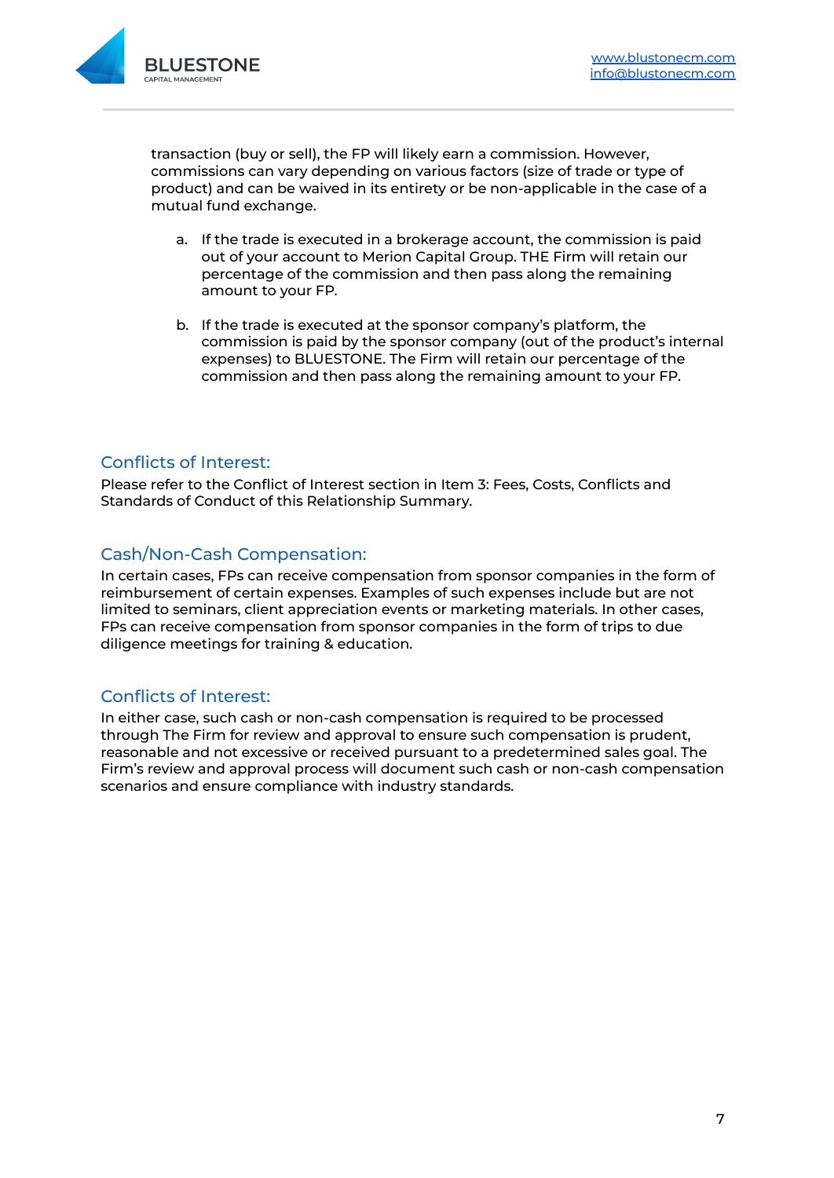transaction (buy or sell), the FP will likely earn a commission. However, commissions can vary depending on various factors (size of trade or type of product) and can be waived in its entirety or be non-applicable in the case of a mutual fund exchange.

a. If the trade is executed in a brokerage account, the commission is paid out of your account to Merion Capital Group. THE Firm will retain our percentage of the commission and then pass along the remaining amount to your FP.

b. If the trade is executed at the sponsor company's platform, the commission is paid by the sponsor company (out of the product's internal expenses) to BLUESTONE. The Firm will retain our percentage of the commission and then pass along the remaining amount to your FP.

## Conflicts of Interest:

Please refer to the Conflict of Interest section in Item 3: Fees, Costs, Conflicts and Standards of Conduct of this Relationship Summary.

## Cash/Non-Cash Compensation:

In certain cases, FPs can receive compensation from sponsor companies in the form of reimbursement of certain expenses. Examples of such expenses include but are not limited to seminars, client appreciation events or marketing materials. In other cases, FPs can receive compensation from sponsor companies in the form of trips to due diligence meetings for training & education.

## Conflicts of Interest:

In either case, such cash or non-cash compensation is required to be processed through The Firm for review and approval to ensure such compensation is prudent, reasonable and not excessive or received pursuant to a predetermined sales goal. The Firm's review and approval process will document such cash or non-cash compensation scenarios and ensure compliance with industry standards.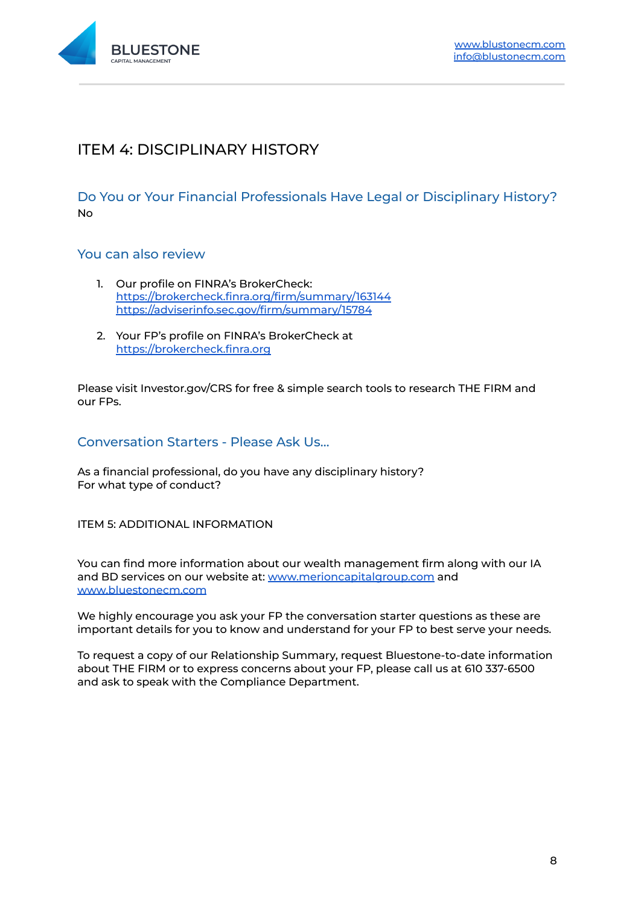# ITEM 4: DISCIPLINARY HISTORY

## Do You or Your Financial Professionals Have Legal or Disciplinary History?

No

## You can also review

1. Our profile on FINRA's BrokerCheck:
   https://brokercheck.finra.org/firm/summary/163144
   https://adviserinfo.sec.gov/firm/summary/15784

2. Your FP's profile on FINRA's BrokerCheck at
   https://brokercheck.finra.org

Please visit Investor.gov/CRS for free & simple search tools to research THE FIRM and our FPs.

## Conversation Starters - Please Ask Us...

As a financial professional, do you have any disciplinary history?
For what type of conduct?

ITEM 5: ADDITIONAL INFORMATION

You can find more information about our wealth management firm along with our IA and BD services on our website at: www.merioncapitalgroup.com and www.bluestonecm.com

We highly encourage you ask your FP the conversation starter questions as these are important details for you to know and understand for your FP to best serve your needs.

To request a copy of our Relationship Summary, request Bluestone-to-date information about THE FIRM or to express concerns about your FP, please call us at 610 337-6500 and ask to speak with the Compliance Department.